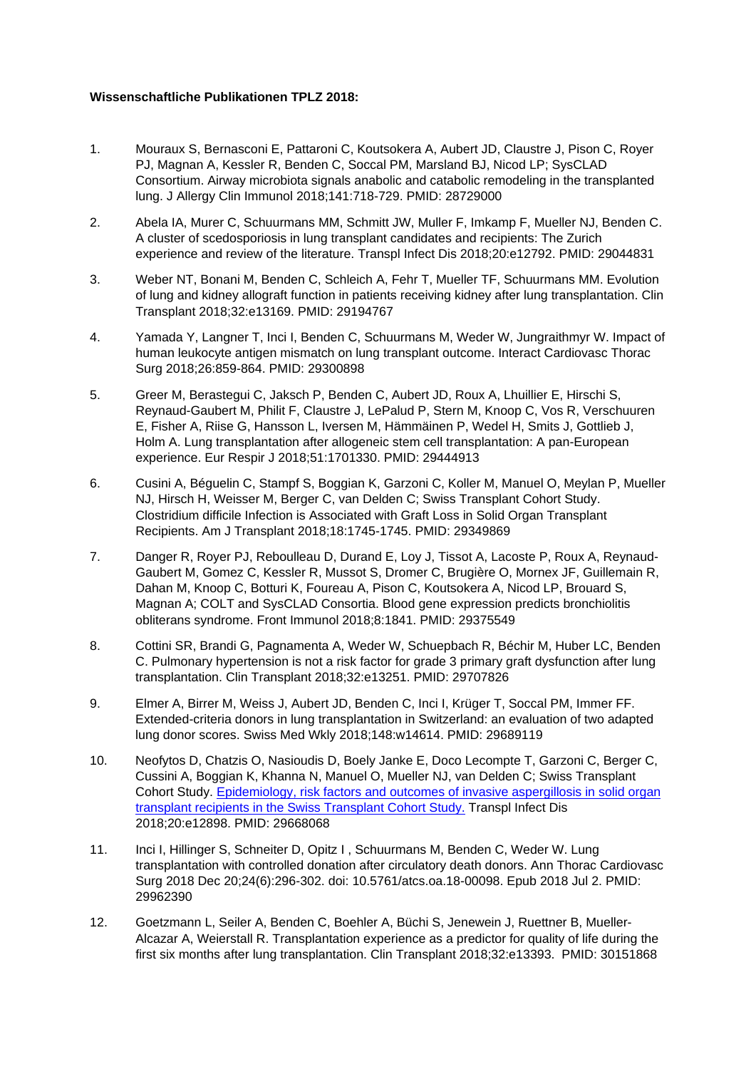**Wissenschaftliche Publikationen TPLZ 2018:**

1. Mouraux S, Bernasconi E, Pattaroni C, Koutsokera A, Aubert JD, Claustre J, Pison C, Royer PJ, Magnan A, Kessler R, Benden C, Soccal PM, Marsland BJ, Nicod LP; SysCLAD Consortium. Airway microbiota signals anabolic and catabolic remodeling in the transplanted lung. J Allergy Clin Immunol 2018;141:718-729. PMID: 28729000

2. Abela IA, Murer C, Schuurmans MM, Schmitt JW, Muller F, Imkamp F, Mueller NJ, Benden C. A cluster of scedosporiosis in lung transplant candidates and recipients: The Zurich experience and review of the literature. Transpl Infect Dis 2018;20:e12792. PMID: 29044831

3. Weber NT, Bonani M, Benden C, Schleich A, Fehr T, Mueller TF, Schuurmans MM. Evolution of lung and kidney allograft function in patients receiving kidney after lung transplantation. Clin Transplant 2018;32:e13169. PMID: 29194767

4. Yamada Y, Langner T, Inci I, Benden C, Schuurmans M, Weder W, Jungraithmyr W. Impact of human leukocyte antigen mismatch on lung transplant outcome. Interact Cardiovasc Thorac Surg 2018;26:859-864. PMID: 29300898

5. Greer M, Berastegui C, Jaksch P, Benden C, Aubert JD, Roux A, Lhuillier E, Hirschi S, Reynaud-Gaubert M, Philit F, Claustre J, LePalud P, Stern M, Knoop C, Vos R, Verschuuren E, Fisher A, Riise G, Hansson L, Iversen M, Hämmäinen P, Wedel H, Smits J, Gottlieb J, Holm A. Lung transplantation after allogeneic stem cell transplantation: A pan-European experience. Eur Respir J 2018;51:1701330. PMID: 29444913

6. Cusini A, Béguelin C, Stampf S, Boggian K, Garzoni C, Koller M, Manuel O, Meylan P, Mueller NJ, Hirsch H, Weisser M, Berger C, van Delden C; Swiss Transplant Cohort Study. Clostridium difficile Infection is Associated with Graft Loss in Solid Organ Transplant Recipients. Am J Transplant 2018;18:1745-1745. PMID: 29349869

7. Danger R, Royer PJ, Reboulleau D, Durand E, Loy J, Tissot A, Lacoste P, Roux A, Reynaud-Gaubert M, Gomez C, Kessler R, Mussot S, Dromer C, Brugière O, Mornex JF, Guillemain R, Dahan M, Knoop C, Botturi K, Foureau A, Pison C, Koutsokera A, Nicod LP, Brouard S, Magnan A; COLT and SysCLAD Consortia. Blood gene expression predicts bronchiolitis obliterans syndrome. Front Immunol 2018;8:1841. PMID: 29375549

8. Cottini SR, Brandi G, Pagnamenta A, Weder W, Schuepbach R, Béchir M, Huber LC, Benden C. Pulmonary hypertension is not a risk factor for grade 3 primary graft dysfunction after lung transplantation. Clin Transplant 2018;32:e13251. PMID: 29707826

9. Elmer A, Birrer M, Weiss J, Aubert JD, Benden C, Inci I, Krüger T, Soccal PM, Immer FF. Extended-criteria donors in lung transplantation in Switzerland: an evaluation of two adapted lung donor scores. Swiss Med Wkly 2018;148:w14614. PMID: 29689119

10. Neofytos D, Chatzis O, Nasioudis D, Boely Janke E, Doco Lecompte T, Garzoni C, Berger C, Cussini A, Boggian K, Khanna N, Manuel O, Mueller NJ, van Delden C; Swiss Transplant Cohort Study. Epidemiology, risk factors and outcomes of invasive aspergillosis in solid organ transplant recipients in the Swiss Transplant Cohort Study. Transpl Infect Dis 2018;20:e12898. PMID: 29668068

11. Inci I, Hillinger S, Schneiter D, Opitz I , Schuurmans M, Benden C, Weder W. Lung transplantation with controlled donation after circulatory death donors. Ann Thorac Cardiovasc Surg 2018 Dec 20;24(6):296-302. doi: 10.5761/atcs.oa.18-00098. Epub 2018 Jul 2. PMID: 29962390

12. Goetzmann L, Seiler A, Benden C, Boehler A, Büchi S, Jenewein J, Ruettner B, Mueller-Alcazar A, Weierstall R. Transplantation experience as a predictor for quality of life during the first six months after lung transplantation. Clin Transplant 2018;32:e13393. PMID: 30151868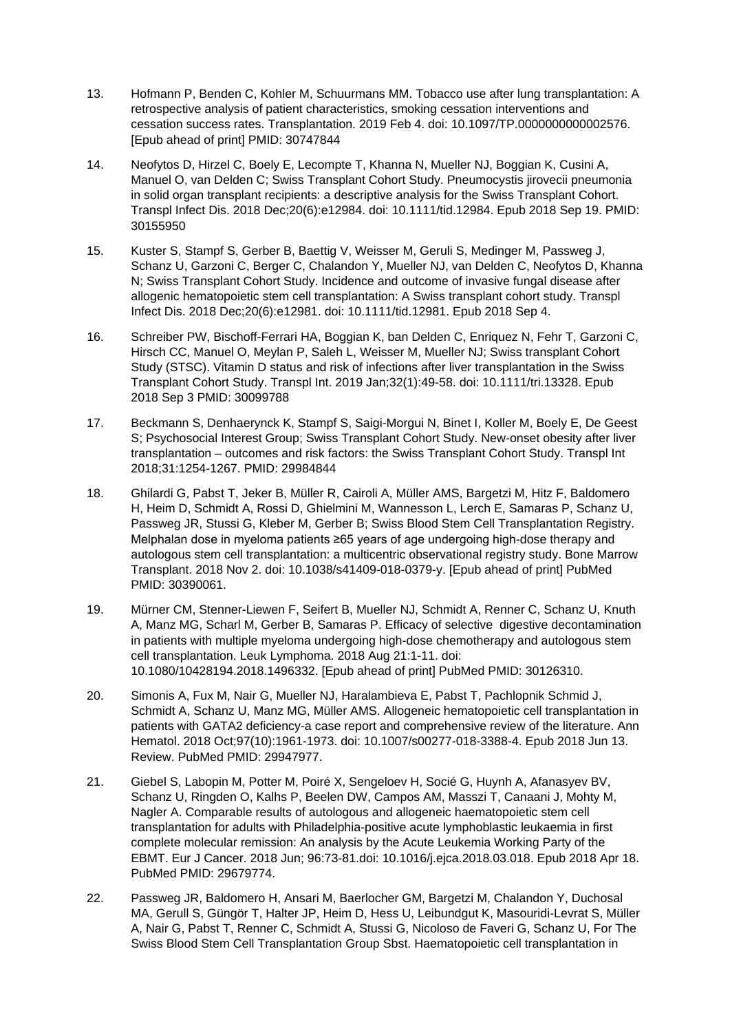13. Hofmann P, Benden C, Kohler M, Schuurmans MM. Tobacco use after lung transplantation: A retrospective analysis of patient characteristics, smoking cessation interventions and cessation success rates. Transplantation. 2019 Feb 4. doi: 10.1097/TP.0000000000002576. [Epub ahead of print] PMID: 30747844

14. Neofytos D, Hirzel C, Boely E, Lecompte T, Khanna N, Mueller NJ, Boggian K, Cusini A, Manuel O, van Delden C; Swiss Transplant Cohort Study. Pneumocystis jirovecii pneumonia in solid organ transplant recipients: a descriptive analysis for the Swiss Transplant Cohort. Transpl Infect Dis. 2018 Dec;20(6):e12984. doi: 10.1111/tid.12984. Epub 2018 Sep 19. PMID: 30155950

15. Kuster S, Stampf S, Gerber B, Baettig V, Weisser M, Geruli S, Medinger M, Passweg J, Schanz U, Garzoni C, Berger C, Chalandon Y, Mueller NJ, van Delden C, Neofytos D, Khanna N; Swiss Transplant Cohort Study. Incidence and outcome of invasive fungal disease after allogenic hematopoietic stem cell transplantation: A Swiss transplant cohort study. Transpl Infect Dis. 2018 Dec;20(6):e12981. doi: 10.1111/tid.12981. Epub 2018 Sep 4.

16. Schreiber PW, Bischoff-Ferrari HA, Boggian K, ban Delden C, Enriquez N, Fehr T, Garzoni C, Hirsch CC, Manuel O, Meylan P, Saleh L, Weisser M, Mueller NJ; Swiss transplant Cohort Study (STSC). Vitamin D status and risk of infections after liver transplantation in the Swiss Transplant Cohort Study. Transpl Int. 2019 Jan;32(1):49-58. doi: 10.1111/tri.13328. Epub 2018 Sep 3 PMID: 30099788

17. Beckmann S, Denhaerynck K, Stampf S, Saigi-Morgui N, Binet I, Koller M, Boely E, De Geest S; Psychosocial Interest Group; Swiss Transplant Cohort Study. New-onset obesity after liver transplantation – outcomes and risk factors: the Swiss Transplant Cohort Study. Transpl Int 2018;31:1254-1267. PMID: 29984844

18. Ghilardi G, Pabst T, Jeker B, Müller R, Cairoli A, Müller AMS, Bargetzi M, Hitz F, Baldomero H, Heim D, Schmidt A, Rossi D, Ghielmini M, Wannesson L, Lerch E, Samaras P, Schanz U, Passweg JR, Stussi G, Kleber M, Gerber B; Swiss Blood Stem Cell Transplantation Registry. Melphalan dose in myeloma patients ≥65 years of age undergoing high-dose therapy and autologous stem cell transplantation: a multicentric observational registry study. Bone Marrow Transplant. 2018 Nov 2. doi: 10.1038/s41409-018-0379-y. [Epub ahead of print] PubMed PMID: 30390061.

19. Mürner CM, Stenner-Liewen F, Seifert B, Mueller NJ, Schmidt A, Renner C, Schanz U, Knuth A, Manz MG, Scharl M, Gerber B, Samaras P. Efficacy of selective digestive decontamination in patients with multiple myeloma undergoing high-dose chemotherapy and autologous stem cell transplantation. Leuk Lymphoma. 2018 Aug 21:1-11. doi: 10.1080/10428194.2018.1496332. [Epub ahead of print] PubMed PMID: 30126310.

20. Simonis A, Fux M, Nair G, Mueller NJ, Haralambieva E, Pabst T, Pachlopnik Schmid J, Schmidt A, Schanz U, Manz MG, Müller AMS. Allogeneic hematopoietic cell transplantation in patients with GATA2 deficiency-a case report and comprehensive review of the literature. Ann Hematol. 2018 Oct;97(10):1961-1973. doi: 10.1007/s00277-018-3388-4. Epub 2018 Jun 13. Review. PubMed PMID: 29947977.

21. Giebel S, Labopin M, Potter M, Poiré X, Sengeloev H, Socié G, Huynh A, Afanasyev BV, Schanz U, Ringden O, Kalhs P, Beelen DW, Campos AM, Masszi T, Canaani J, Mohty M, Nagler A. Comparable results of autologous and allogeneic haematopoietic stem cell transplantation for adults with Philadelphia-positive acute lymphoblastic leukaemia in first complete molecular remission: An analysis by the Acute Leukemia Working Party of the EBMT. Eur J Cancer. 2018 Jun; 96:73-81.doi: 10.1016/j.ejca.2018.03.018. Epub 2018 Apr 18. PubMed PMID: 29679774.

22. Passweg JR, Baldomero H, Ansari M, Baerlocher GM, Bargetzi M, Chalandon Y, Duchosal MA, Gerull S, Güngör T, Halter JP, Heim D, Hess U, Leibundgut K, Masouridi-Levrat S, Müller A, Nair G, Pabst T, Renner C, Schmidt A, Stussi G, Nicoloso de Faveri G, Schanz U, For The Swiss Blood Stem Cell Transplantation Group Sbst. Haematopoietic cell transplantation in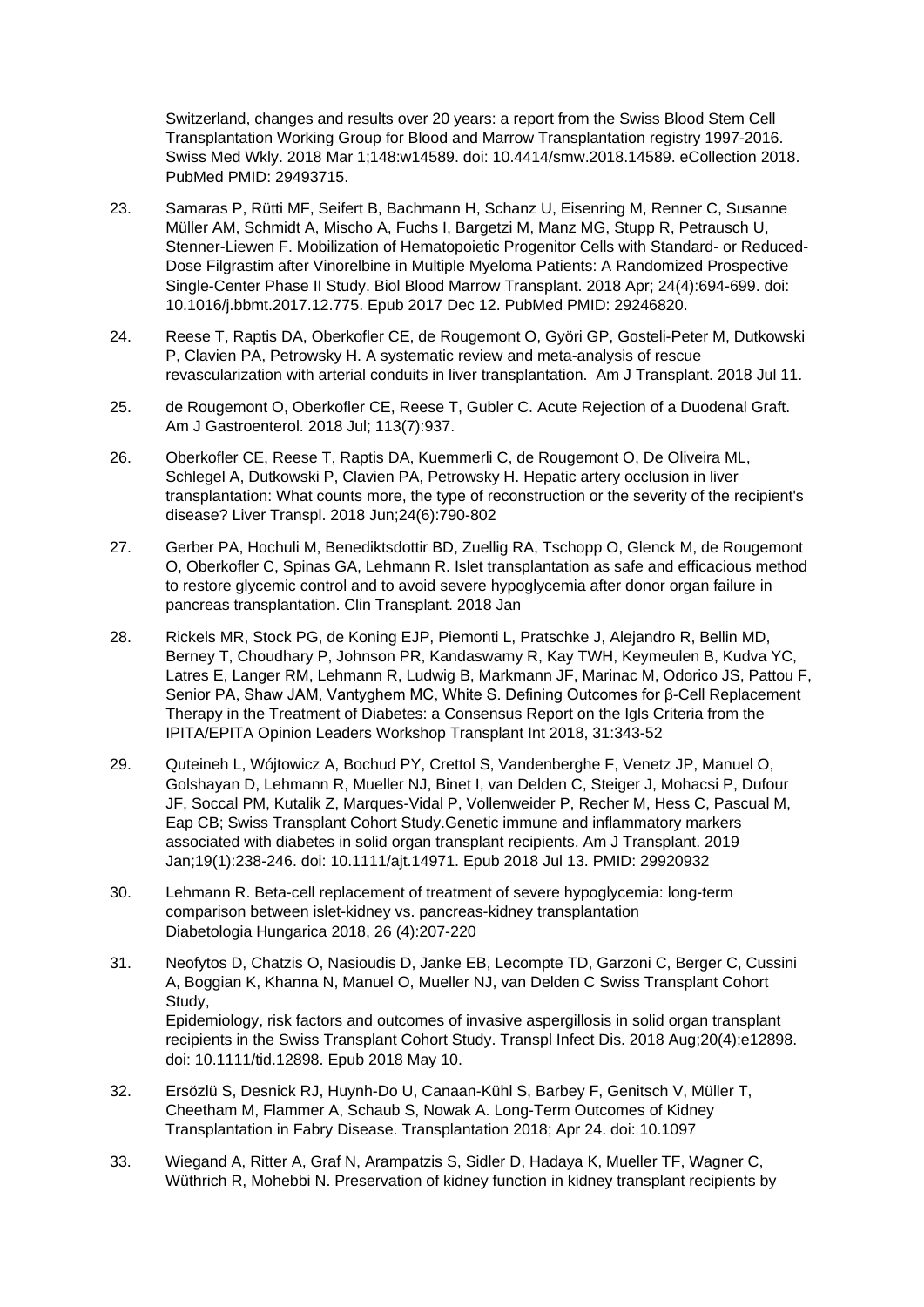Switzerland, changes and results over 20 years: a report from the Swiss Blood Stem Cell Transplantation Working Group for Blood and Marrow Transplantation registry 1997-2016. Swiss Med Wkly. 2018 Mar 1;148:w14589. doi: 10.4414/smw.2018.14589. eCollection 2018. PubMed PMID: 29493715.

23. Samaras P, Rütti MF, Seifert B, Bachmann H, Schanz U, Eisenring M, Renner C, Susanne Müller AM, Schmidt A, Mischo A, Fuchs I, Bargetzi M, Manz MG, Stupp R, Petrausch U, Stenner-Liewen F. Mobilization of Hematopoietic Progenitor Cells with Standard- or Reduced-Dose Filgrastim after Vinorelbine in Multiple Myeloma Patients: A Randomized Prospective Single-Center Phase II Study. Biol Blood Marrow Transplant. 2018 Apr; 24(4):694-699. doi: 10.1016/j.bbmt.2017.12.775. Epub 2017 Dec 12. PubMed PMID: 29246820.

24. Reese T, Raptis DA, Oberkofler CE, de Rougemont O, Györi GP, Gosteli-Peter M, Dutkowski P, Clavien PA, Petrowsky H. A systematic review and meta-analysis of rescue revascularization with arterial conduits in liver transplantation. Am J Transplant. 2018 Jul 11.

25. de Rougemont O, Oberkofler CE, Reese T, Gubler C. Acute Rejection of a Duodenal Graft. Am J Gastroenterol. 2018 Jul; 113(7):937.

26. Oberkofler CE, Reese T, Raptis DA, Kuemmerli C, de Rougemont O, De Oliveira ML, Schlegel A, Dutkowski P, Clavien PA, Petrowsky H. Hepatic artery occlusion in liver transplantation: What counts more, the type of reconstruction or the severity of the recipient's disease? Liver Transpl. 2018 Jun;24(6):790-802

27. Gerber PA, Hochuli M, Benediktsdottir BD, Zuellig RA, Tschopp O, Glenck M, de Rougemont O, Oberkofler C, Spinas GA, Lehmann R. Islet transplantation as safe and efficacious method to restore glycemic control and to avoid severe hypoglycemia after donor organ failure in pancreas transplantation. Clin Transplant. 2018 Jan

28. Rickels MR, Stock PG, de Koning EJP, Piemonti L, Pratschke J, Alejandro R, Bellin MD, Berney T, Choudhary P, Johnson PR, Kandaswamy R, Kay TWH, Keymeulen B, Kudva YC, Latres E, Langer RM, Lehmann R, Ludwig B, Markmann JF, Marinac M, Odorico JS, Pattou F, Senior PA, Shaw JAM, Vantyghem MC, White S. Defining Outcomes for β-Cell Replacement Therapy in the Treatment of Diabetes: a Consensus Report on the Igls Criteria from the IPITA/EPITA Opinion Leaders Workshop Transplant Int 2018, 31:343-52

29. Quteineh L, Wójtowicz A, Bochud PY, Crettol S, Vandenberghe F, Venetz JP, Manuel O, Golshayan D, Lehmann R, Mueller NJ, Binet I, van Delden C, Steiger J, Mohacsi P, Dufour JF, Soccal PM, Kutalik Z, Marques-Vidal P, Vollenweider P, Recher M, Hess C, Pascual M, Eap CB; Swiss Transplant Cohort Study.Genetic immune and inflammatory markers associated with diabetes in solid organ transplant recipients. Am J Transplant. 2019 Jan;19(1):238-246. doi: 10.1111/ajt.14971. Epub 2018 Jul 13. PMID: 29920932

30. Lehmann R. Beta-cell replacement of treatment of severe hypoglycemia: long-term comparison between islet-kidney vs. pancreas-kidney transplantation Diabetologia Hungarica 2018, 26 (4):207-220

31. Neofytos D, Chatzis O, Nasioudis D, Janke EB, Lecompte TD, Garzoni C, Berger C, Cussini A, Boggian K, Khanna N, Manuel O, Mueller NJ, van Delden C Swiss Transplant Cohort Study,
Epidemiology, risk factors and outcomes of invasive aspergillosis in solid organ transplant recipients in the Swiss Transplant Cohort Study. Transpl Infect Dis. 2018 Aug;20(4):e12898. doi: 10.1111/tid.12898. Epub 2018 May 10.

32. Ersözlü S, Desnick RJ, Huynh-Do U, Canaan-Kühl S, Barbey F, Genitsch V, Müller T, Cheetham M, Flammer A, Schaub S, Nowak A. Long-Term Outcomes of Kidney Transplantation in Fabry Disease. Transplantation 2018; Apr 24. doi: 10.1097

33. Wiegand A, Ritter A, Graf N, Arampatzis S, Sidler D, Hadaya K, Mueller TF, Wagner C, Wüthrich R, Mohebbi N. Preservation of kidney function in kidney transplant recipients by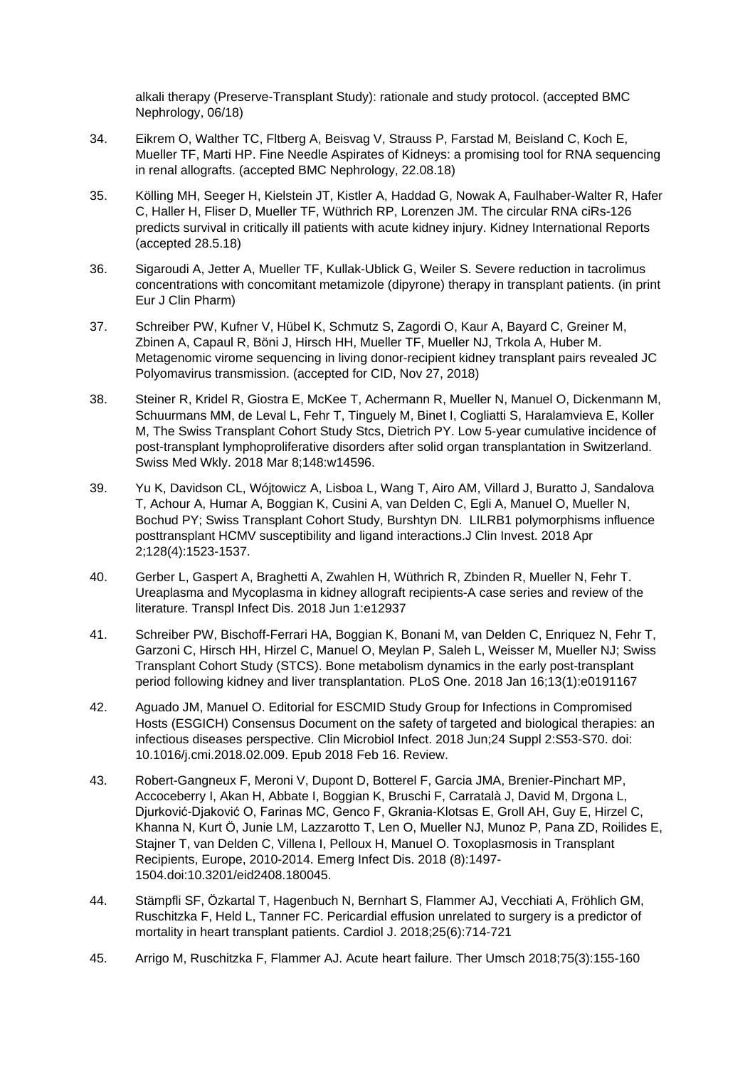alkali therapy (Preserve-Transplant Study): rationale and study protocol. (accepted BMC Nephrology, 06/18)

34. Eikrem O, Walther TC, Fltberg A, Beisvag V, Strauss P, Farstad M, Beisland C, Koch E, Mueller TF, Marti HP. Fine Needle Aspirates of Kidneys: a promising tool for RNA sequencing in renal allografts. (accepted BMC Nephrology, 22.08.18)

35. Kölling MH, Seeger H, Kielstein JT, Kistler A, Haddad G, Nowak A, Faulhaber-Walter R, Hafer C, Haller H, Fliser D, Mueller TF, Wüthrich RP, Lorenzen JM. The circular RNA ciRs-126 predicts survival in critically ill patients with acute kidney injury. Kidney International Reports (accepted 28.5.18)

36. Sigaroudi A, Jetter A, Mueller TF, Kullak-Ublick G, Weiler S. Severe reduction in tacrolimus concentrations with concomitant metamizole (dipyrone) therapy in transplant patients. (in print Eur J Clin Pharm)

37. Schreiber PW, Kufner V, Hübel K, Schmutz S, Zagordi O, Kaur A, Bayard C, Greiner M, Zbinen A, Capaul R, Böni J, Hirsch HH, Mueller TF, Mueller NJ, Trkola A, Huber M. Metagenomic virome sequencing in living donor-recipient kidney transplant pairs revealed JC Polyomavirus transmission. (accepted for CID, Nov 27, 2018)

38. Steiner R, Kridel R, Giostra E, McKee T, Achermann R, Mueller N, Manuel O, Dickenmann M, Schuurmans MM, de Leval L, Fehr T, Tinguely M, Binet I, Cogliatti S, Haralamvieva E, Koller M, The Swiss Transplant Cohort Study Stcs, Dietrich PY. Low 5-year cumulative incidence of post-transplant lymphoproliferative disorders after solid organ transplantation in Switzerland. Swiss Med Wkly. 2018 Mar 8;148:w14596.

39. Yu K, Davidson CL, Wójtowicz A, Lisboa L, Wang T, Airo AM, Villard J, Buratto J, Sandalova T, Achour A, Humar A, Boggian K, Cusini A, van Delden C, Egli A, Manuel O, Mueller N, Bochud PY; Swiss Transplant Cohort Study, Burshtyn DN. LILRB1 polymorphisms influence posttransplant HCMV susceptibility and ligand interactions.J Clin Invest. 2018 Apr 2;128(4):1523-1537.

40. Gerber L, Gaspert A, Braghetti A, Zwahlen H, Wüthrich R, Zbinden R, Mueller N, Fehr T. Ureaplasma and Mycoplasma in kidney allograft recipients-A case series and review of the literature. Transpl Infect Dis. 2018 Jun 1:e12937

41. Schreiber PW, Bischoff-Ferrari HA, Boggian K, Bonani M, van Delden C, Enriquez N, Fehr T, Garzoni C, Hirsch HH, Hirzel C, Manuel O, Meylan P, Saleh L, Weisser M, Mueller NJ; Swiss Transplant Cohort Study (STCS). Bone metabolism dynamics in the early post-transplant period following kidney and liver transplantation. PLoS One. 2018 Jan 16;13(1):e0191167

42. Aguado JM, Manuel O. Editorial for ESCMID Study Group for Infections in Compromised Hosts (ESGICH) Consensus Document on the safety of targeted and biological therapies: an infectious diseases perspective. Clin Microbiol Infect. 2018 Jun;24 Suppl 2:S53-S70. doi: 10.1016/j.cmi.2018.02.009. Epub 2018 Feb 16. Review.

43. Robert-Gangneux F, Meroni V, Dupont D, Botterel F, Garcia JMA, Brenier-Pinchart MP, Accoceberry I, Akan H, Abbate I, Boggian K, Bruschi F, Carratalà J, David M, Drgona L, Djurković-Djaković O, Farinas MC, Genco F, Gkrania-Klotsas E, Groll AH, Guy E, Hirzel C, Khanna N, Kurt Ö, Junie LM, Lazzarotto T, Len O, Mueller NJ, Munoz P, Pana ZD, Roilides E, Stajner T, van Delden C, Villena I, Pelloux H, Manuel O. Toxoplasmosis in Transplant Recipients, Europe, 2010-2014. Emerg Infect Dis. 2018 (8):1497-1504.doi:10.3201/eid2408.180045.

44. Stämpfli SF, Özkartal T, Hagenbuch N, Bernhart S, Flammer AJ, Vecchiati A, Fröhlich GM, Ruschitzka F, Held L, Tanner FC. Pericardial effusion unrelated to surgery is a predictor of mortality in heart transplant patients. Cardiol J. 2018;25(6):714-721

45. Arrigo M, Ruschitzka F, Flammer AJ. Acute heart failure. Ther Umsch 2018;75(3):155-160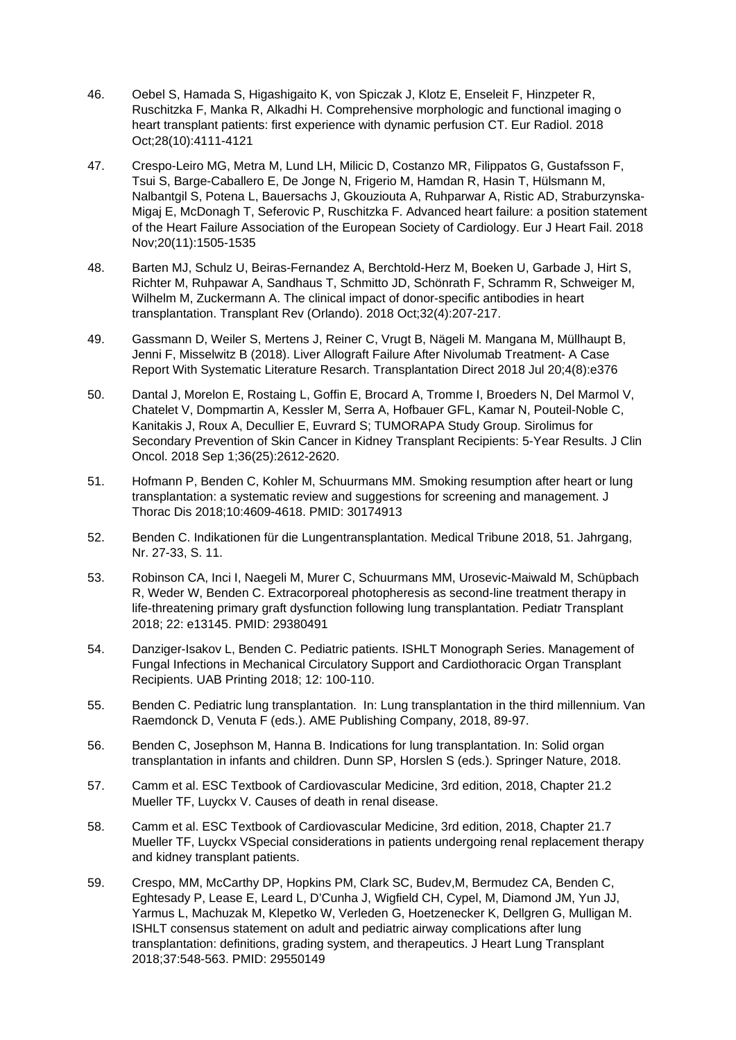46. Oebel S, Hamada S, Higashigaito K, von Spiczak J, Klotz E, Enseleit F, Hinzpeter R, Ruschitzka F, Manka R, Alkadhi H. Comprehensive morphologic and functional imaging o heart transplant patients: first experience with dynamic perfusion CT. Eur Radiol. 2018 Oct;28(10):4111-4121

47. Crespo-Leiro MG, Metra M, Lund LH, Milicic D, Costanzo MR, Filippatos G, Gustafsson F, Tsui S, Barge-Caballero E, De Jonge N, Frigerio M, Hamdan R, Hasin T, Hülsmann M, Nalbantgil S, Potena L, Bauersachs J, Gkouziouta A, Ruhparwar A, Ristic AD, Straburzynska-Migaj E, McDonagh T, Seferovic P, Ruschitzka F. Advanced heart failure: a position statement of the Heart Failure Association of the European Society of Cardiology. Eur J Heart Fail. 2018 Nov;20(11):1505-1535

48. Barten MJ, Schulz U, Beiras-Fernandez A, Berchtold-Herz M, Boeken U, Garbade J, Hirt S, Richter M, Ruhpawar A, Sandhaus T, Schmitto JD, Schönrath F, Schramm R, Schweiger M, Wilhelm M, Zuckermann A. The clinical impact of donor-specific antibodies in heart transplantation. Transplant Rev (Orlando). 2018 Oct;32(4):207-217.

49. Gassmann D, Weiler S, Mertens J, Reiner C, Vrugt B, Nägeli M. Mangana M, Müllhaupt B, Jenni F, Misselwitz B (2018). Liver Allograft Failure After Nivolumab Treatment- A Case Report With Systematic Literature Resarch. Transplantation Direct 2018 Jul 20;4(8):e376

50. Dantal J, Morelon E, Rostaing L, Goffin E, Brocard A, Tromme I, Broeders N, Del Marmol V, Chatelet V, Dompmartin A, Kessler M, Serra A, Hofbauer GFL, Kamar N, Pouteil-Noble C, Kanitakis J, Roux A, Decullier E, Euvrard S; TUMORAPA Study Group. Sirolimus for Secondary Prevention of Skin Cancer in Kidney Transplant Recipients: 5-Year Results. J Clin Oncol. 2018 Sep 1;36(25):2612-2620.

51. Hofmann P, Benden C, Kohler M, Schuurmans MM. Smoking resumption after heart or lung transplantation: a systematic review and suggestions for screening and management. J Thorac Dis 2018;10:4609-4618. PMID: 30174913

52. Benden C. Indikationen für die Lungentransplantation. Medical Tribune 2018, 51. Jahrgang, Nr. 27-33, S. 11.

53. Robinson CA, Inci I, Naegeli M, Murer C, Schuurmans MM, Urosevic-Maiwald M, Schüpbach R, Weder W, Benden C. Extracorporeal photopheresis as second-line treatment therapy in life-threatening primary graft dysfunction following lung transplantation. Pediatr Transplant 2018; 22: e13145. PMID: 29380491

54. Danziger-Isakov L, Benden C. Pediatric patients. ISHLT Monograph Series. Management of Fungal Infections in Mechanical Circulatory Support and Cardiothoracic Organ Transplant Recipients. UAB Printing 2018; 12: 100-110.

55. Benden C. Pediatric lung transplantation. In: Lung transplantation in the third millennium. Van Raemdonck D, Venuta F (eds.). AME Publishing Company, 2018, 89-97.

56. Benden C, Josephson M, Hanna B. Indications for lung transplantation. In: Solid organ transplantation in infants and children. Dunn SP, Horslen S (eds.). Springer Nature, 2018.

57. Camm et al. ESC Textbook of Cardiovascular Medicine, 3rd edition, 2018, Chapter 21.2 Mueller TF, Luyckx V. Causes of death in renal disease.

58. Camm et al. ESC Textbook of Cardiovascular Medicine, 3rd edition, 2018, Chapter 21.7 Mueller TF, Luyckx VSpecial considerations in patients undergoing renal replacement therapy and kidney transplant patients.

59. Crespo, MM, McCarthy DP, Hopkins PM, Clark SC, Budev,M, Bermudez CA, Benden C, Eghtesady P, Lease E, Leard L, D'Cunha J, Wigfield CH, Cypel, M, Diamond JM, Yun JJ, Yarmus L, Machuzak M, Klepetko W, Verleden G, Hoetzenecker K, Dellgren G, Mulligan M. ISHLT consensus statement on adult and pediatric airway complications after lung transplantation: definitions, grading system, and therapeutics. J Heart Lung Transplant 2018;37:548-563. PMID: 29550149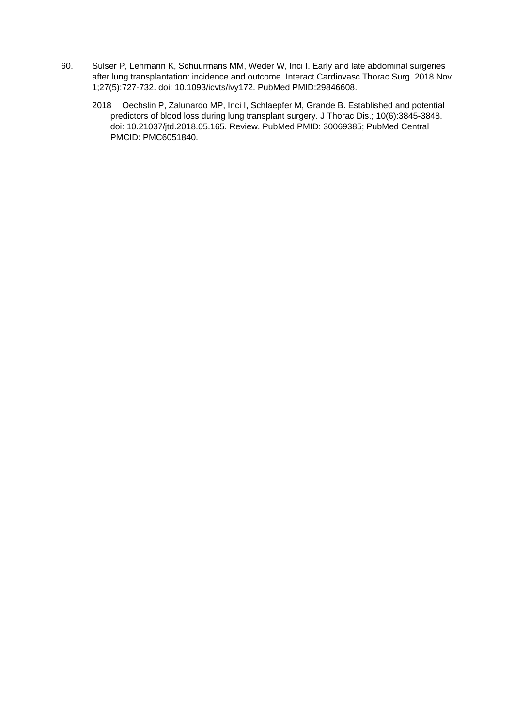60. Sulser P, Lehmann K, Schuurmans MM, Weder W, Inci I. Early and late abdominal surgeries after lung transplantation: incidence and outcome. Interact Cardiovasc Thorac Surg. 2018 Nov 1;27(5):727-732. doi: 10.1093/icvts/ivy172. PubMed PMID:29846608.

    2018 Oechslin P, Zalunardo MP, Inci I, Schlaepfer M, Grande B. Established and potential predictors of blood loss during lung transplant surgery. J Thorac Dis.; 10(6):3845-3848. doi: 10.21037/jtd.2018.05.165. Review. PubMed PMID: 30069385; PubMed Central PMCID: PMC6051840.